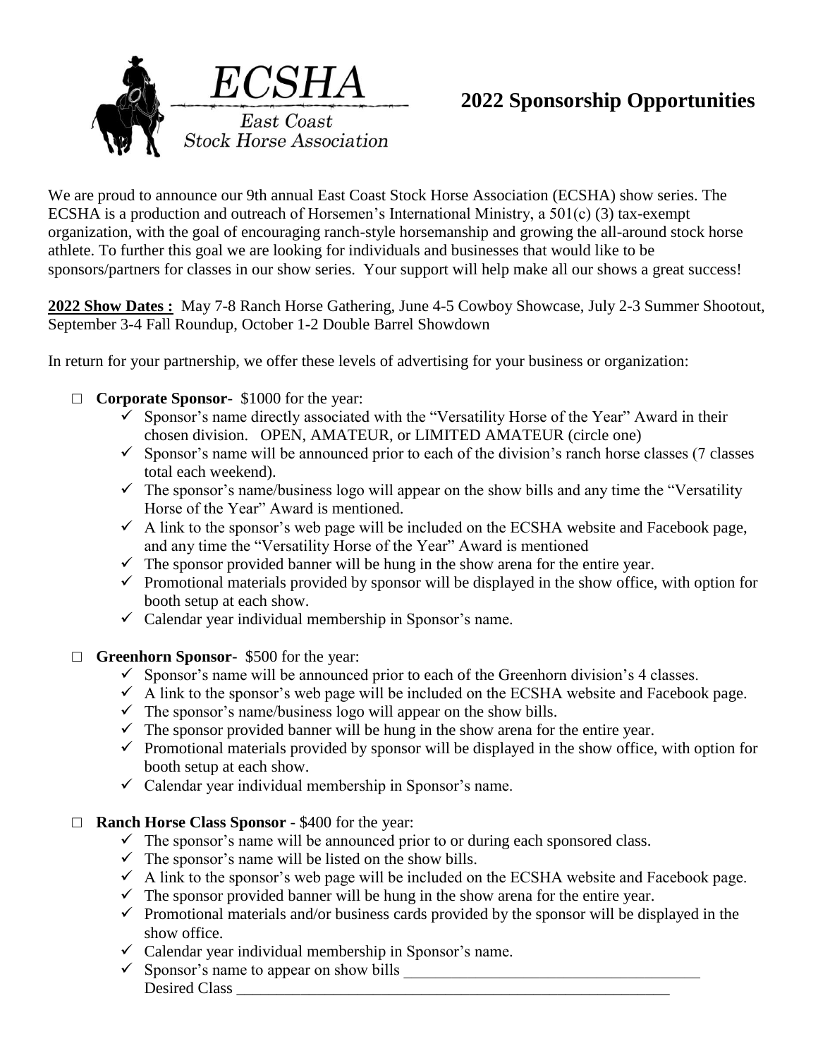# ECSHA

East Coast Stock Horse Association

## 2022 Sponsorship Opportunities

We are proud to announce our 9th annual East Coast Stock Horse Association (ECSHA) show series. The ECSHA is a production and outreach of Horsemen's International Ministry, a 501(c) (3) tax-exempt organization, with the goal of encouraging ranch-style horsemanship and growing the all-around stock horse athlete. To further this goal we are looking for individuals and businesses that would like to be sponsors/partners for classes in our show series. Your support will help make all our shows a great success!

**2022 Show Dates :** May 7-8 Ranch Horse Gathering, June 4-5 Cowboy Showcase, July 2-3 Summer Shootout, September 3-4 Fall Roundup, October 1-2 Double Barrel Showdown

In return for your partnership, we offer these levels of advertising for your business or organization:

- □ **Corporate Sponsor**- $1000 for the year:
  - ✓ Sponsor's name directly associated with the "Versatility Horse of the Year" Award in their chosen division. OPEN, AMATEUR, or LIMITED AMATEUR (circle one)
  - ✓ Sponsor's name will be announced prior to each of the division's ranch horse classes (7 classes total each weekend).
  - ✓ The sponsor's name/business logo will appear on the show bills and any time the "Versatility Horse of the Year" Award is mentioned.
  - ✓ A link to the sponsor's web page will be included on the ECSHA website and Facebook page, and any time the "Versatility Horse of the Year" Award is mentioned
  - ✓ The sponsor provided banner will be hung in the show arena for the entire year.
  - ✓ Promotional materials provided by sponsor will be displayed in the show office, with option for booth setup at each show.
  - ✓ Calendar year individual membership in Sponsor's name.

- □ **Greenhorn Sponsor**- $500 for the year:
  - ✓ Sponsor's name will be announced prior to each of the Greenhorn division's 4 classes.
  - ✓ A link to the sponsor's web page will be included on the ECSHA website and Facebook page.
  - ✓ The sponsor's name/business logo will appear on the show bills.
  - ✓ The sponsor provided banner will be hung in the show arena for the entire year.
  - ✓ Promotional materials provided by sponsor will be displayed in the show office, with option for booth setup at each show.
  - ✓ Calendar year individual membership in Sponsor's name.

- □ **Ranch Horse Class Sponsor** - $400 for the year:
  - ✓ The sponsor's name will be announced prior to or during each sponsored class.
  - ✓ The sponsor's name will be listed on the show bills.
  - ✓ A link to the sponsor's web page will be included on the ECSHA website and Facebook page.
  - ✓ The sponsor provided banner will be hung in the show arena for the entire year.
  - ✓ Promotional materials and/or business cards provided by the sponsor will be displayed in the show office.
  - ✓ Calendar year individual membership in Sponsor's name.
  - ✓ Sponsor's name to appear on show bills \_\_\_\_\_\_\_\_\_\_\_\_\_\_\_\_\_\_\_\_\_\_\_\_\_\_\_\_\_\_\_\_\_\_\_\_\_\_
    Desired Class \_\_\_\_\_\_\_\_\_\_\_\_\_\_\_\_\_\_\_\_\_\_\_\_\_\_\_\_\_\_\_\_\_\_\_\_\_\_\_\_\_\_\_\_\_\_\_\_\_\_\_\_\_\_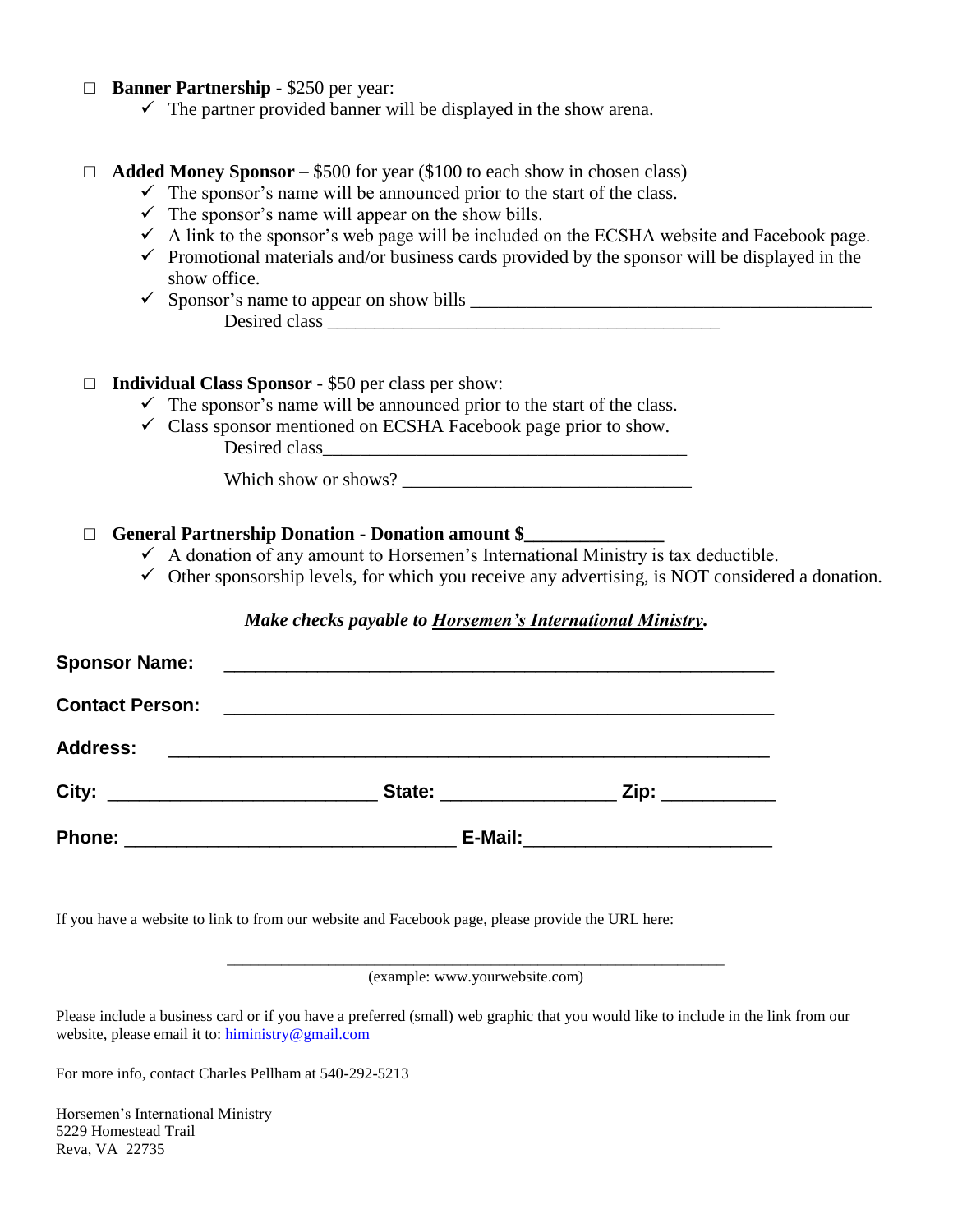- ☐ **Banner Partnership** - $250 per year:
  - ✓ The partner provided banner will be displayed in the show arena.

- ☐ **Added Money Sponsor** – $500 for year ($100 to each show in chosen class)
  - ✓ The sponsor's name will be announced prior to the start of the class.
  - ✓ The sponsor's name will appear on the show bills.
  - ✓ A link to the sponsor's web page will be included on the ECSHA website and Facebook page.
  - ✓ Promotional materials and/or business cards provided by the sponsor will be displayed in the show office.
  - ✓ Sponsor's name to appear on show bills ___________________________________________

    Desired class __________________________________________

- ☐ **Individual Class Sponsor** - $50 per class per show:
  - ✓ The sponsor's name will be announced prior to the start of the class.
  - ✓ Class sponsor mentioned on ECSHA Facebook page prior to show.

    Desired class_______________________________________

    Which show or shows? _______________________________

- ☐ **General Partnership Donation - Donation amount $______________**
  - ✓ A donation of any amount to Horsemen's International Ministry is tax deductible.
  - ✓ Other sponsorship levels, for which you receive any advertising, is NOT considered a donation.

***Make checks payable to <u>Horsemen's International Ministry</u>.***

**Sponsor Name:** ___________________________________________________________

**Contact Person:** ___________________________________________________________

**Address:** _________________________________________________________________

**City:** ___________________________ **State:** _________________ **Zip:** ___________

**Phone:** _________________________________ **E-Mail:**________________________

If you have a website to link to from our website and Facebook page, please provide the URL here:

_______________________________________________________________

(example: www.yourwebsite.com)

Please include a business card or if you have a preferred (small) web graphic that you would like to include in the link from our website, please email it to: hiministry@gmail.com

For more info, contact Charles Pellham at 540-292-5213

Horsemen's International Ministry
5229 Homestead Trail
Reva, VA 22735